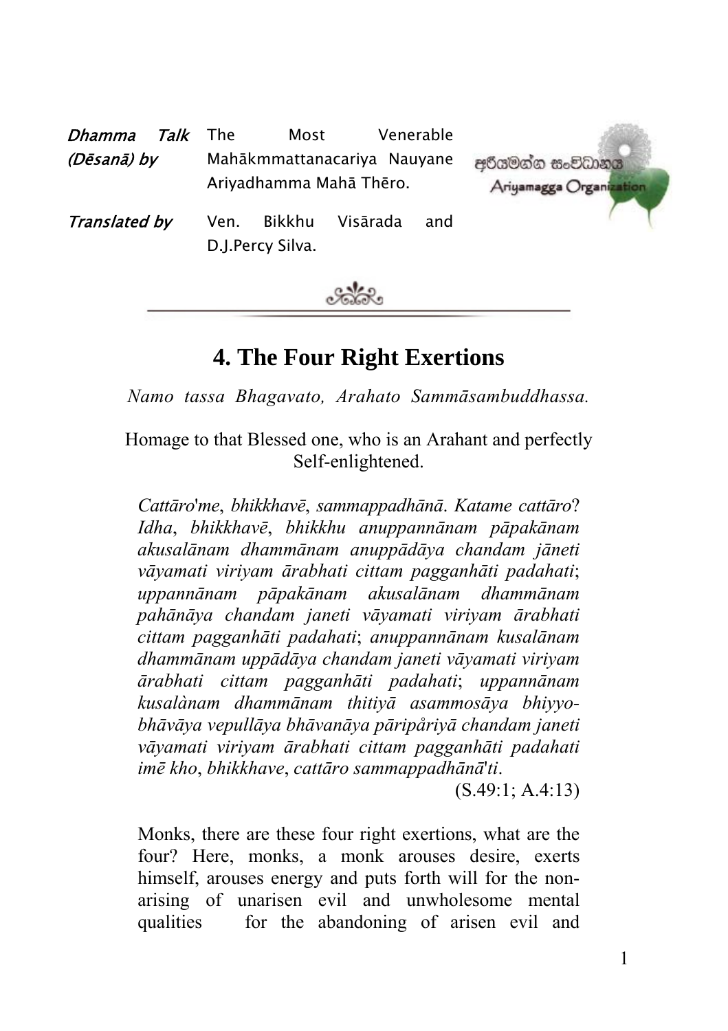| *Dhamma Talk (Dēsanā) by* | The Most Venerable Mahākmmattanacariya Nauyane Ariyadhamma Mahā Thēro. |
| --- | --- |
| *Translated by* | Ven. Bikkhu Visārada and D.J.Percy Silva. |

අරියමග්ග සංවිධානය
Ariyamagga Organization

# 4. The Four Right Exertions

*Namo tassa Bhagavato, Arahato Sammāsambuddhassa.*

Homage to that Blessed one, who is an Arahant and perfectly Self-enlightened.

> *Cattāro'me*, *bhikkhavē*, *sammappadhānā*. *Katame cattāro*? *Idha*, *bhikkhavē*, *bhikkhu anuppannānam pāpakānam akusalānam dhammānam anuppādāya chandam jāneti vāyamati viriyam ārabhati cittam pagganhāti padahati*; *uppannānam pāpakānam akusalānam dhammānam pahānāya chandam janeti vāyamati viriyam ārabhati cittam pagganhāti padahati*; *anuppannānam kusalānam dhammānam uppādāya chandam janeti vāyamati viriyam ārabhati cittam pagganhāti padahati*; *uppannānam kusalànam dhammānam thitiyā asammosāya bhiyyo-bhāvāya vepullāya bhāvanāya pāripåriyā chandam janeti vāyamati viriyam ārabhati cittam pagganhāti padahati imē kho*, *bhikkhave*, *cattāro sammappadhānā*'*ti*.
>
> (S.49:1; A.4:13)

Monks, there are these four right exertions, what are the four? Here, monks, a monk arouses desire, exerts himself, arouses energy and puts forth will for the non-arising of unarisen evil and unwholesome mental qualities for the abandoning of arisen evil and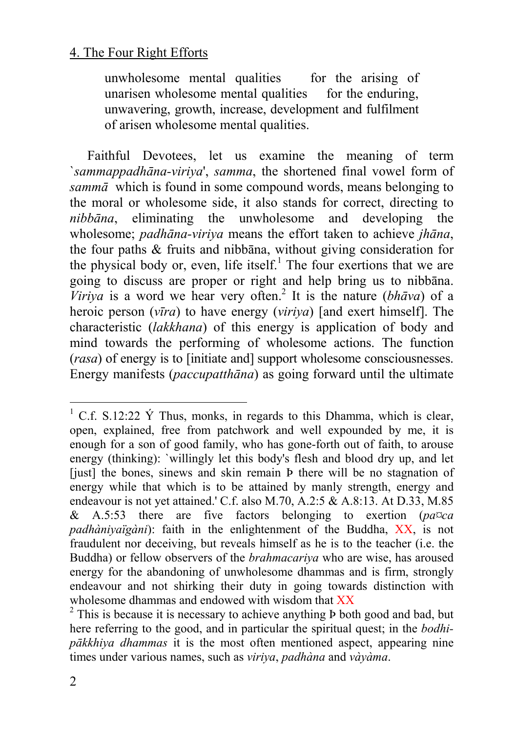unwhole­some mental qualities  for the arising of unarisen wholesome mental qualities  for the enduring, unwavering, growth, increase, development and fulfilment of arisen wholesome mental qualities.

Faithful Devotees, let us examine the meaning of term `*sammappadhāna-viriya*', *samma*, the shortened final vowel form of *sammā* which is found in some compound words, means belonging to the moral or wholesome side, it also stands for correct, directing to *nibbāna*, eliminating the unwholesome and developing the wholesome; *padhāna-viriya* means the effort taken to achieve *jhāna*, the four paths & fruits and nibbāna, without giving consideration for the physical body or, even, life itself.[1] The four exertions that we are going to discuss are proper or right and help bring us to nibbāna. *Viriya* is a word we hear very often.[2] It is the nature (*bhāva*) of a heroic person (*vīra*) to have energy (*viriya*) [and exert himself]. The characteristic (*lakkhana*) of this energy is application of body and mind towards the performing of wholesome actions. The function (*rasa*) of energy is to [initiate and] support wholesome consciousnesses. Energy manifests (*paccupatthāna*) as going forward until the ultimate

---

[1] C.f. S.12:22 Ý Thus, monks, in regards to this Dhamma, which is clear, open, explained, free from patchwork and well expounded by me, it is enough for a son of good family, who has gone-forth out of faith, to arouse energy (thinking): `willingly let this body's flesh and blood dry up, and let [just] the bones, sinews and skin remain Þ there will be no stagnation of energy while that which is to be attained by manly strength, energy and endeavour is not yet attained.' C.f. also M.70, A.2:5 & A.8:13. At D.33, M.85 & A.5:53 there are five factors belonging to exertion (*pa¤ca padhàniyaïgàni*): faith in the enlightenment of the Buddha, XX, is not fraudulent nor deceiving, but reveals himself as he is to the teacher (i.e. the Buddha) or fellow observers of the *brahmacariya* who are wise, has aroused energy for the abandoning of unwholesome dhammas and is firm, strongly endeavour and not shirking their duty in going towards distinction with wholesome dhammas and endowed with wisdom that XX

[2] This is because it is necessary to achieve anything Þ both good and bad, but here referring to the good, and in particular the spiritual quest; in the *bodhi-pākkhiya dhammas* it is the most often mentioned aspect, appearing nine times under various names, such as *viriya*, *padhàna* and *vàyàma*.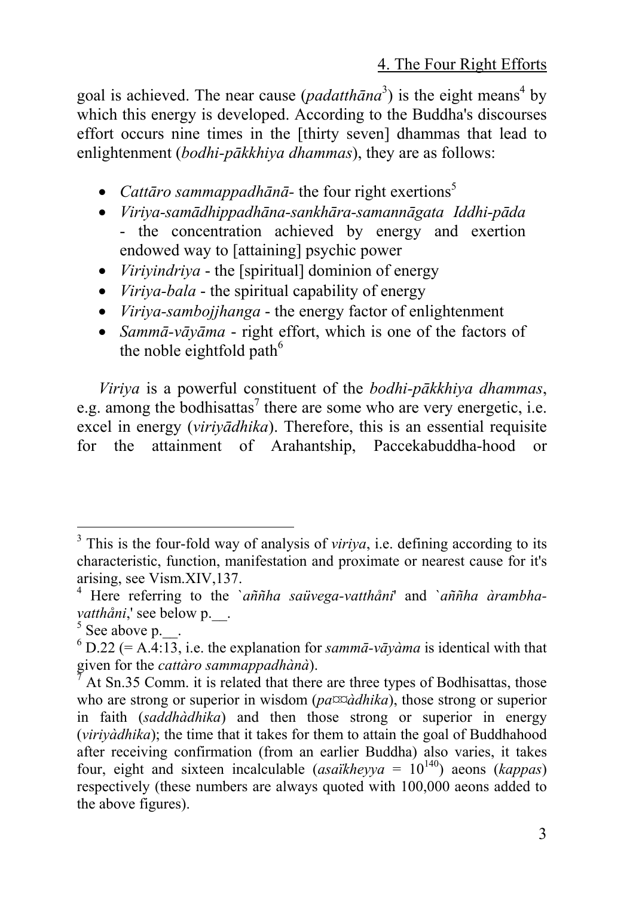goal is achieved. The near cause (*padatthāna*[3]) is the eight means[4] by which this energy is developed. According to the Buddha's discourses effort occurs nine times in the [thirty seven] dhammas that lead to enlightenment (*bodhi-pākkhiya dhammas*), they are as follows:

- *Cattāro sammappadhānā*- the four right exertions[5]
- *Viriya-samādhippadhāna-sankhāra-samannāgata Iddhi-pāda* - the concentration achieved by energy and exertion endowed way to [attaining] psychic power
- *Viriyindriya* - the [spiritual] dominion of energy
- *Viriya-bala* - the spiritual capability of energy
- *Viriya-sambojjhanga* - the energy factor of enlightenment
- *Sammā-vāyāma* - right effort, which is one of the factors of the noble eightfold path[6]

*Viriya* is a powerful constituent of the *bodhi-pākkhiya dhammas*, e.g. among the bodhisattas[7] there are some who are very energetic, i.e. excel in energy (*viriyādhika*). Therefore, this is an essential requisite for the attainment of Arahantship, Paccekabuddha-hood or

---

[3] This is the four-fold way of analysis of *viriya*, i.e. defining according to its characteristic, function, manifestation and proximate or nearest cause for it's arising, see Vism.XIV,137.

[4] Here referring to the `*aññha saüvega-vatthåni*' and `*aññha àrambha-vatthåni*,' see below p.__.

[5] See above p.__.

[6] D.22 (= A.4:13, i.e. the explanation for *sammā-vāyàma* is identical with that given for the *cattàro sammappadhànà*).

[7] At Sn.35 Comm. it is related that there are three types of Bodhisattas, those who are strong or superior in wisdom (*pa¤¤àdhika*), those strong or superior in faith (*saddhàdhika*) and then those strong or superior in energy (*viriyàdhika*); the time that it takes for them to attain the goal of Buddhahood after receiving confirmation (from an earlier Buddha) also varies, it takes four, eight and sixteen incalculable (*asaïkheyya* = $10^{140}$) aeons (*kappas*) respectively (these numbers are always quoted with 100,000 aeons added to the above figures).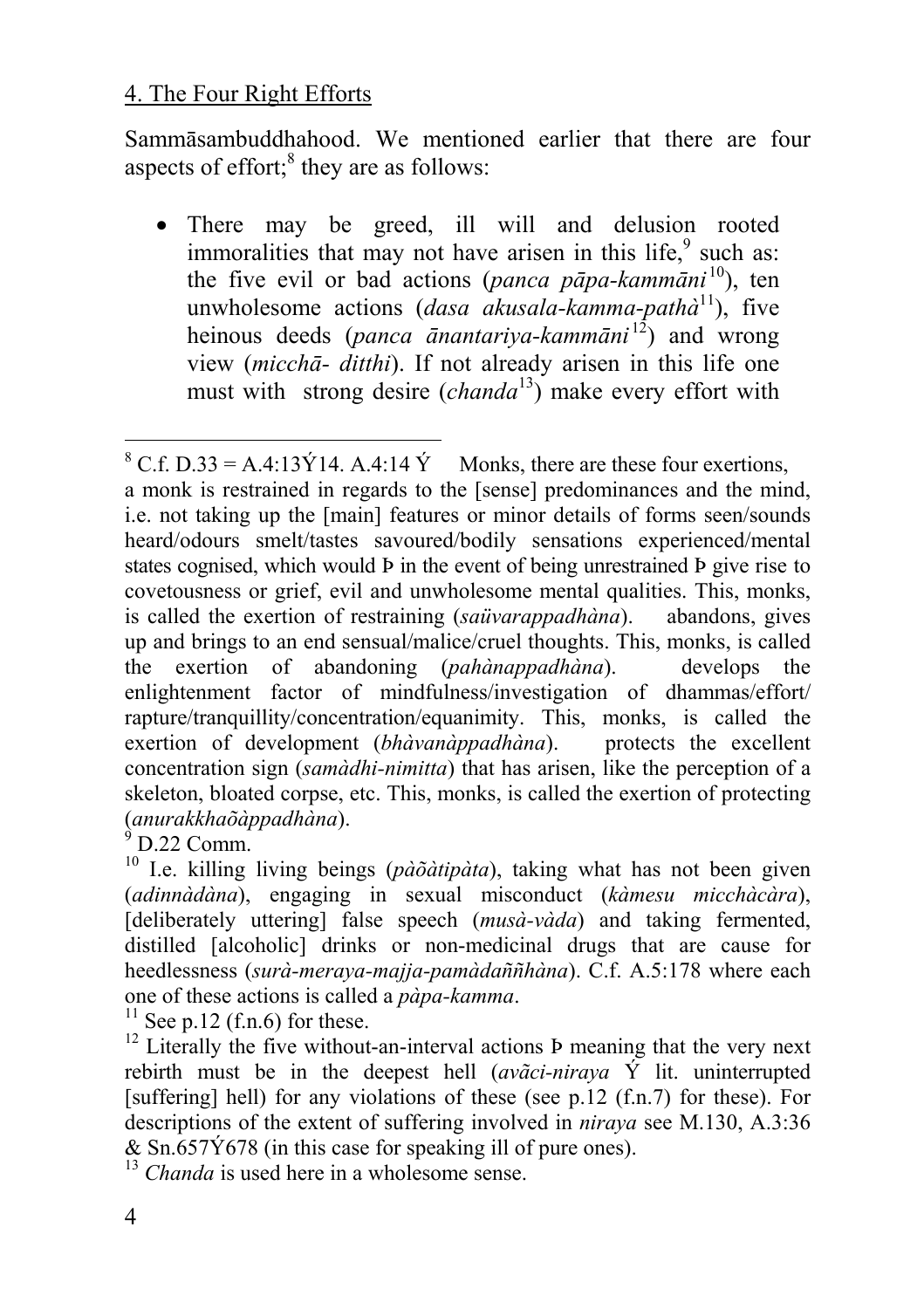4. The Four Right Efforts

Sammāsambuddhahood. We mentioned earlier that there are four aspects of effort;[8] they are as follows:

- There may be greed, ill will and delusion rooted immoralities that may not have arisen in this life,[9] such as: the five evil or bad actions (*panca pāpa-kammāni*[10]), ten unwholesome actions (*dasa akusala-kamma-pathà*[11]), five heinous deeds (*panca ānantariya-kammāni*[12]) and wrong view (*micchā- ditthi*). If not already arisen in this life one must with strong desire (*chanda*[13]) make every effort with

---

[8] C.f. D.33 = A.4:13Ý14. A.4:14 Ý Monks, there are these four exertions, a monk is restrained in regards to the [sense] predominances and the mind, i.e. not taking up the [main] features or minor details of forms seen/sounds heard/odours smelt/tastes savoured/bodily sensations experienced/mental states cognised, which would Þ in the event of being unrestrained Þ give rise to covetousness or grief, evil and unwholesome mental qualities. This, monks, is called the exertion of restraining (*saüvarappadhàna*). abandons, gives up and brings to an end sensual/malice/cruel thoughts. This, monks, is called the exertion of abandoning (*pahànappadhàna*). develops the enlightenment factor of mindfulness/investigation of dhammas/effort/ rapture/tranquillity/concentration/equanimity. This, monks, is called the exertion of development (*bhàvanàppadhàna*). protects the excellent concentration sign (*samàdhi-nimitta*) that has arisen, like the perception of a skeleton, bloated corpse, etc. This, monks, is called the exertion of protecting (*anurakkhaõàppadhàna*).

[9] D.22 Comm.

[10] I.e. killing living beings (*pàõàtipàta*), taking what has not been given (*adinnàdàna*), engaging in sexual misconduct (*kàmesu micchàcàra*), [deliberately uttering] false speech (*musà-vàda*) and taking fermented, distilled [alcoholic] drinks or non-medicinal drugs that are cause for heedlessness (*surà-meraya-majja-pamàdaññhàna*). C.f. A.5:178 where each one of these actions is called a *pàpa-kamma*.

[11] See p.12 (f.n.6) for these.

[12] Literally the five without-an-interval actions Þ meaning that the very next rebirth must be in the deepest hell (*avãci-niraya* Ý lit. uninterrupted [suffering] hell) for any violations of these (see p.12 (f.n.7) for these). For descriptions of the extent of suffering involved in *niraya* see M.130, A.3:36 & Sn.657Ý678 (in this case for speaking ill of pure ones).

[13] *Chanda* is used here in a wholesome sense.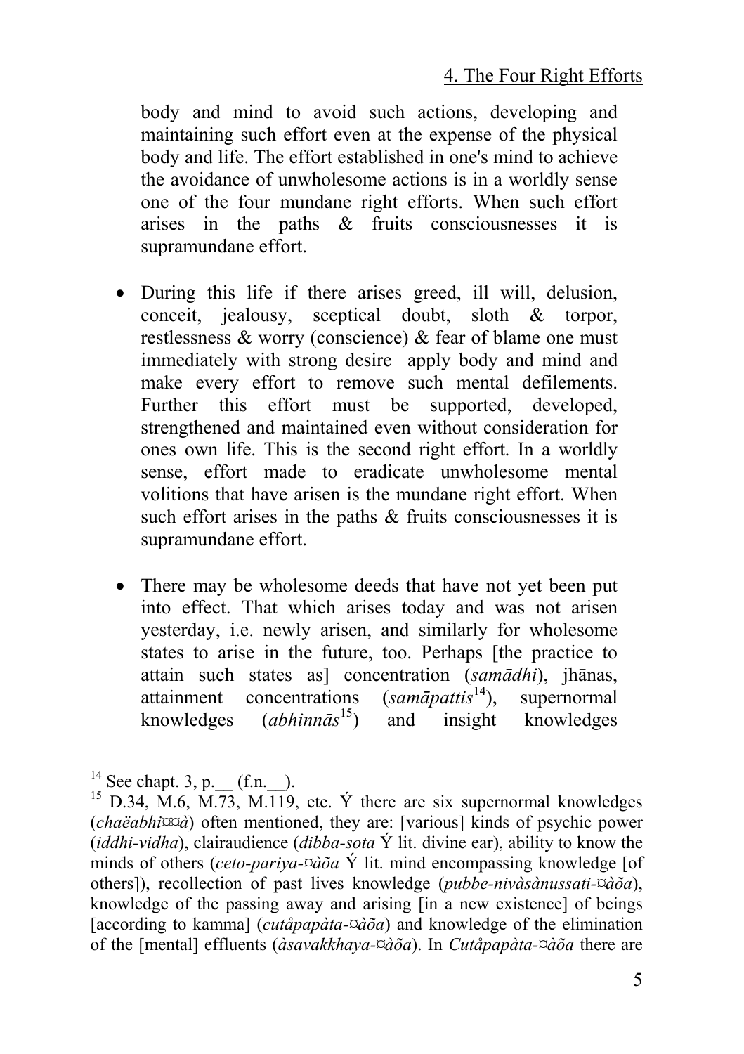body and mind to avoid such actions, developing and maintaining such effort even at the expense of the physical body and life. The effort established in one's mind to achieve the avoidance of unwholesome actions is in a worldly sense one of the four mundane right efforts. When such effort arises in the paths & fruits consciousnesses it is supramundane effort.

- During this life if there arises greed, ill will, delusion, conceit, jealousy, sceptical doubt, sloth & torpor, restlessness & worry (conscience) & fear of blame one must immediately with strong desire apply body and mind and make every effort to remove such mental defilements. Further this effort must be supported, developed, strengthened and maintained even without consideration for ones own life. This is the second right effort. In a worldly sense, effort made to eradicate unwholesome mental volitions that have arisen is the mundane right effort. When such effort arises in the paths & fruits consciousnesses it is supramundane effort.

- There may be wholesome deeds that have not yet been put into effect. That which arises today and was not arisen yesterday, i.e. newly arisen, and similarly for wholesome states to arise in the future, too. Perhaps [the practice to attain such states as] concentration (*samādhi*), jhānas, attainment concentrations (*samāpattis*[14]), supernormal knowledges (*abhinnās*[15]) and insight knowledges

---

[14] See chapt. 3, p.__ (f.n.__).

[15] D.34, M.6, M.73, M.119, etc. Ý there are six supernormal knowledges (*chaëabhi¤¤à*) often mentioned, they are: [various] kinds of psychic power (*iddhi-vidha*), clairaudience (*dibba-sota* Ý lit. divine ear), ability to know the minds of others (*ceto-pariya-¤àõa* Ý lit. mind encompassing knowledge [of others]), recollection of past lives knowledge (*pubbe-nivàsànussati-¤àõa*), knowledge of the passing away and arising [in a new existence] of beings [according to kamma] (*cutåpapàta-¤àõa*) and knowledge of the elimination of the [mental] effluents (*àsavakkhaya-¤àõa*). In *Cutåpapàta-¤àõa* there are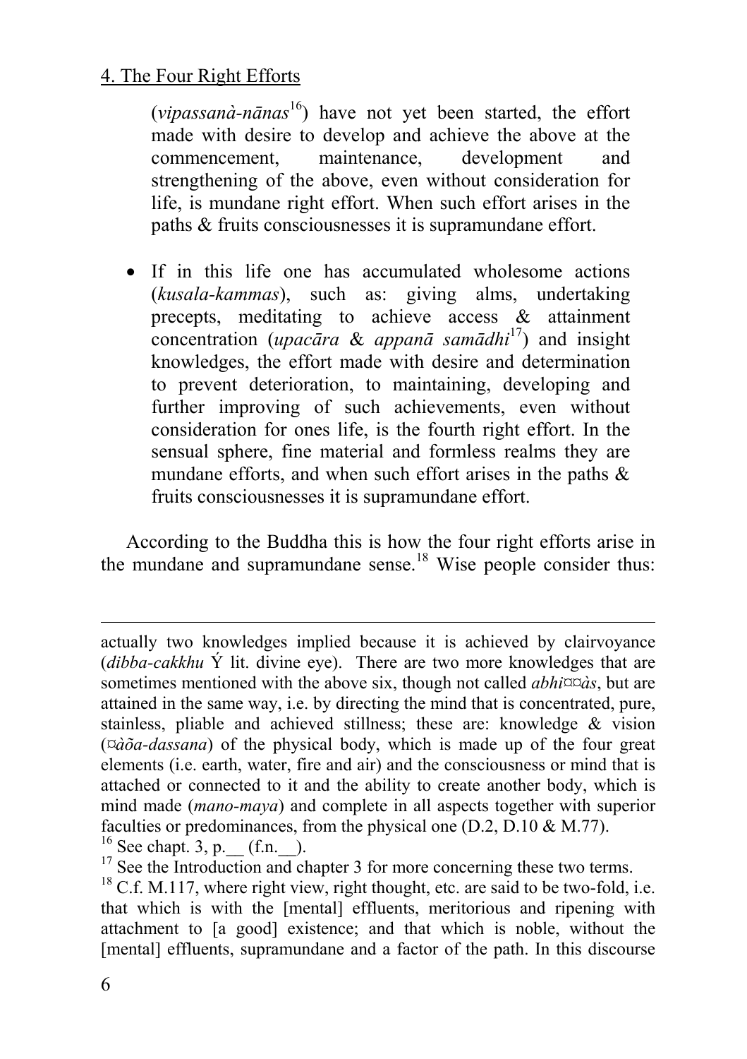(*vipassanà-nānas*[16]) have not yet been started, the effort made with desire to develop and achieve the above at the commencement, maintenance, development and strengthening of the above, even without consideration for life, is mundane right effort. When such effort arises in the paths & fruits consciousnesses it is supramundane effort.

- If in this life one has accumulated wholesome actions (*kusala-kammas*), such as: giving alms, undertaking precepts, meditating to achieve access & attainment concentration (*upacāra* & *appanā samādhi*[17]) and insight knowledges, the effort made with desire and determination to prevent deterioration, to maintaining, developing and further improving of such achievements, even without consideration for ones life, is the fourth right effort. In the sensual sphere, fine material and formless realms they are mundane efforts, and when such effort arises in the paths & fruits consciousnesses it is supramundane effort.

According to the Buddha this is how the four right efforts arise in the mundane and supramundane sense.[18] Wise people consider thus:

---

actually two knowledges implied because it is achieved by clairvoyance (*dibba-cakkhu* Ý lit. divine eye). There are two more knowledges that are sometimes mentioned with the above six, though not called *abhi¤¤às*, but are attained in the same way, i.e. by directing the mind that is concentrated, pure, stainless, pliable and achieved stillness; these are: knowledge & vision (*¤àõa-dassana*) of the physical body, which is made up of the four great elements (i.e. earth, water, fire and air) and the consciousness or mind that is attached or connected to it and the ability to create another body, which is mind made (*mano-maya*) and complete in all aspects together with superior faculties or predominances, from the physical one (D.2, D.10 & M.77).

[16] See chapt. 3, p.__ (f.n.__).

[17] See the Introduction and chapter 3 for more concerning these two terms.

[18] C.f. M.117, where right view, right thought, etc. are said to be two-fold, i.e. that which is with the [mental] effluents, meritorious and ripening with attachment to [a good] existence; and that which is noble, without the [mental] effluents, supramundane and a factor of the path. In this discourse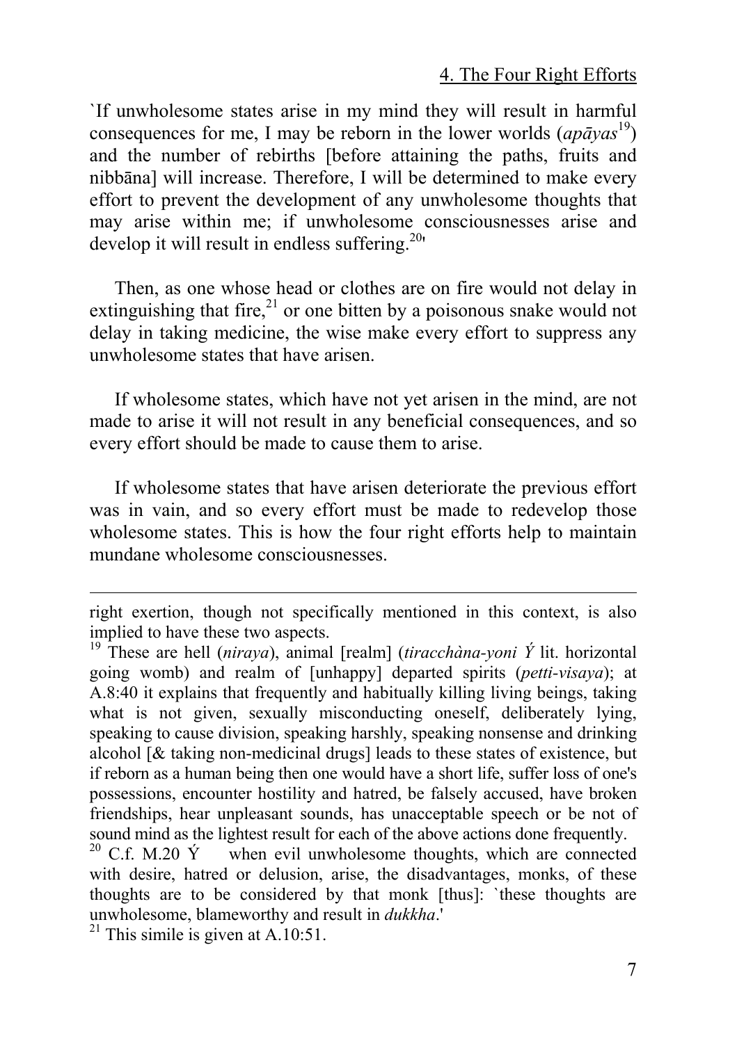`If unwholesome states arise in my mind they will result in harmful consequences for me, I may be reborn in the lower worlds (*apāyas*[19]) and the number of rebirths [before attaining the paths, fruits and nibbāna] will increase. Therefore, I will be determined to make every effort to prevent the development of any unwholesome thoughts that may arise within me; if unwholesome consciousnesses arise and develop it will result in endless suffering.[20]'

Then, as one whose head or clothes are on fire would not delay in extinguishing that fire,[21] or one bitten by a poisonous snake would not delay in taking medicine, the wise make every effort to suppress any unwholesome states that have arisen.

If wholesome states, which have not yet arisen in the mind, are not made to arise it will not result in any beneficial consequences, and so every effort should be made to cause them to arise.

If wholesome states that have arisen deteriorate the previous effort was in vain, and so every effort must be made to redevelop those wholesome states. This is how the four right efforts help to maintain mundane wholesome consciousnesses.

---

right exertion, though not specifically mentioned in this context, is also implied to have these two aspects.

[19] These are hell (*niraya*), animal [realm] (*tiracchàna-yoni* Ý lit. horizontal going womb) and realm of [unhappy] departed spirits (*petti-visaya*); at A.8:40 it explains that frequently and habitually killing living beings, taking what is not given, sexually misconducting oneself, deliberately lying, speaking to cause division, speaking harshly, speaking nonsense and drinking alcohol [& taking non-medicinal drugs] leads to these states of existence, but if reborn as a human being then one would have a short life, suffer loss of one's possessions, encounter hostility and hatred, be falsely accused, have broken friendships, hear unpleasant sounds, has unacceptable speech or be not of sound mind as the lightest result for each of the above actions done frequently.

[20] C.f. M.20 Ý when evil unwholesome thoughts, which are connected with desire, hatred or delusion, arise, the disadvantages, monks, of these thoughts are to be considered by that monk [thus]: `these thoughts are unwholesome, blameworthy and result in *dukkha*.'

[21] This simile is given at A.10:51.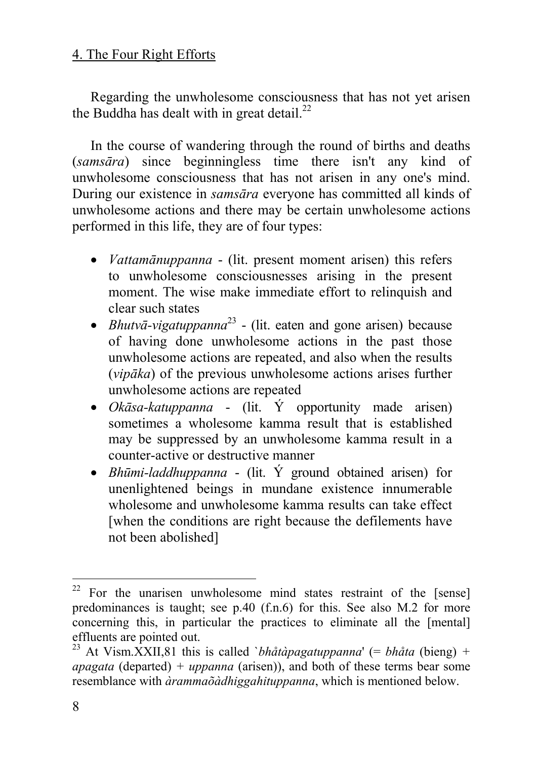4. The Four Right Efforts

Regarding the unwholesome consciousness that has not yet arisen the Buddha has dealt with in great detail.[22]

In the course of wandering through the round of births and deaths (*samsāra*) since beginningless time there isn't any kind of unwholesome consciousness that has not arisen in any one's mind. During our existence in *samsāra* everyone has committed all kinds of unwholesome actions and there may be certain unwholesome actions performed in this life, they are of four types:

- *Vattamānuppanna* - (lit. present moment arisen) this refers to unwholesome consciousnesses arising in the present moment. The wise make immediate effort to relinquish and clear such states
- *Bhutvā-vigatuppanna*[23] - (lit. eaten and gone arisen) because of having done unwholesome actions in the past those unwholesome actions are repeated, and also when the results (*vipāka*) of the previous unwholesome actions arises further unwholesome actions are repeated
- *Okāsa-katuppanna* - (lit. Ý opportunity made arisen) sometimes a wholesome kamma result that is established may be suppressed by an unwholesome kamma result in a counter-active or destructive manner
- *Bhūmi-laddhuppanna* - (lit. Ý ground obtained arisen) for unenlightened beings in mundane existence innumerable wholesome and unwholesome kamma results can take effect [when the conditions are right because the defilements have not been abolished]

---

[22] For the unarisen unwholesome mind states restraint of the [sense] predominances is taught; see p.40 (f.n.6) for this. See also M.2 for more concerning this, in particular the practices to eliminate all the [mental] effluents are pointed out.

[23] At Vism.XXII,81 this is called `*bhåtàpagatuppanna*' (= *bhåta* (bieng) + *apagata* (departed) + *uppanna* (arisen)), and both of these terms bear some resemblance with *àrammaõàdhiggahituppanna*, which is mentioned below.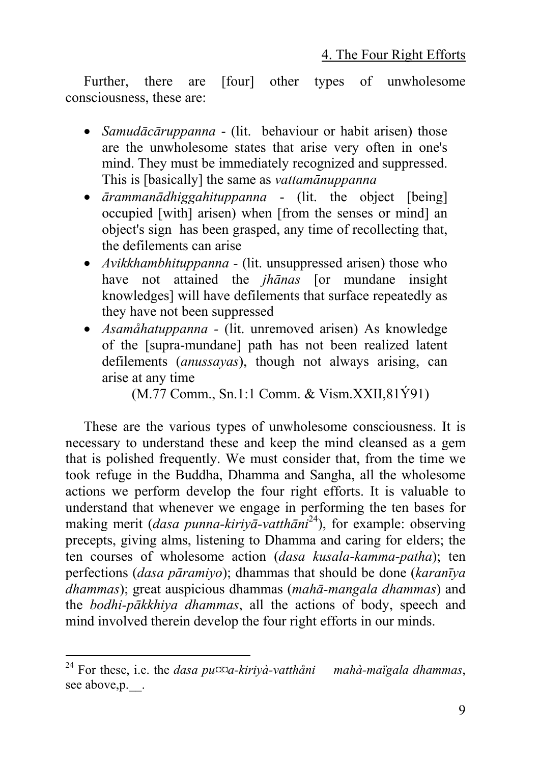Further, there are [four] other types of unwholesome consciousness, these are:

- *Samudācāruppanna* - (lit. behaviour or habit arisen) those are the unwholesome states that arise very often in one's mind. They must be immediately recognized and suppressed. This is [basically] the same as *vattamānuppanna*
- *ārammanādhiggahituppanna* - (lit. the object [being] occupied [with] arisen) when [from the senses or mind] an object's sign has been grasped, any time of recollecting that, the defilements can arise
- *Avikkhambhituppanna* - (lit. unsuppressed arisen) those who have not attained the *jhānas* [or mundane insight knowledges] will have defilements that surface repeatedly as they have not been suppressed
- *Asamåhatuppanna* - (lit. unremoved arisen) As knowledge of the [supra-mundane] path has not been realized latent defilements (*anussayas*), though not always arising, can arise at any time

(M.77 Comm., Sn.1:1 Comm. & Vism.XXII,81Ý91)

These are the various types of unwholesome consciousness. It is necessary to understand these and keep the mind cleansed as a gem that is polished frequently. We must consider that, from the time we took refuge in the Buddha, Dhamma and Sangha, all the wholesome actions we perform develop the four right efforts. It is valuable to understand that whenever we engage in performing the ten bases for making merit (*dasa punna-kiriyā-vatthāni*[24]), for example: observing precepts, giving alms, listening to Dhamma and caring for elders; the ten courses of wholesome action (*dasa kusala-kamma-patha*); ten perfections (*dasa pāramiyo*); dhammas that should be done (*karanīya dhammas*); great auspicious dhammas (*mahā-mangala dhammas*) and the *bodhi-pākkhiya dhammas*, all the actions of body, speech and mind involved therein develop the four right efforts in our minds.

---

[24] For these, i.e. the *dasa pu¤¤a-kiriyà-vatthåni mahà-maïgala dhammas*, see above,p.__.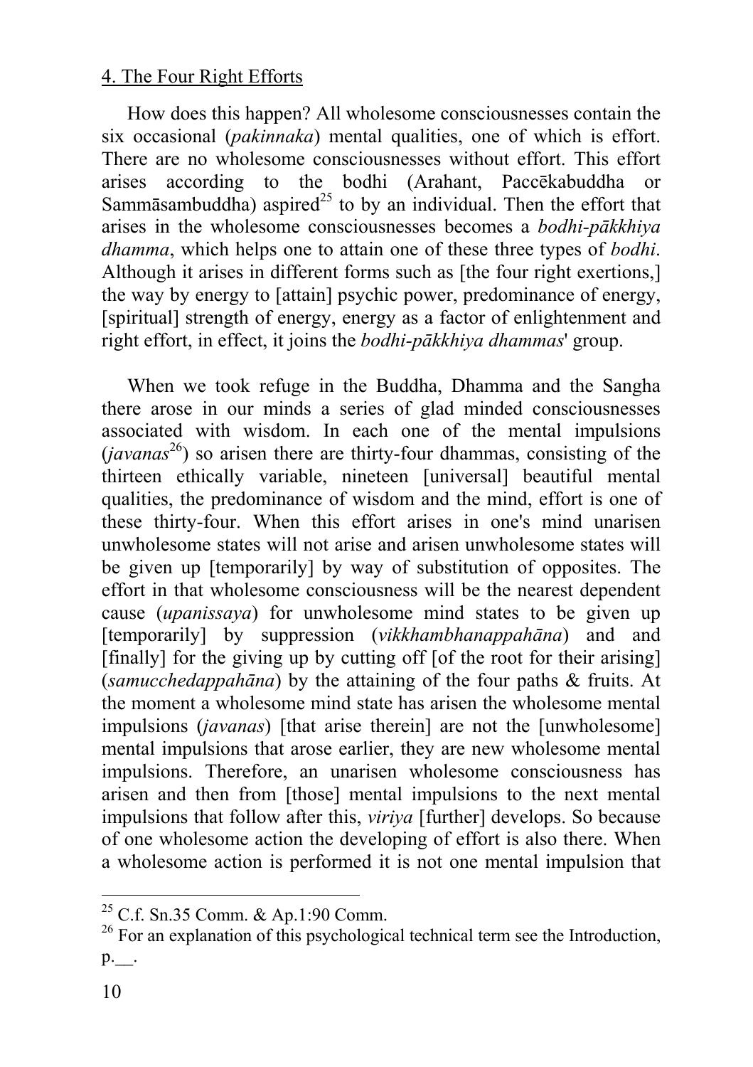4. The Four Right Efforts

How does this happen? All wholesome consciousnesses contain the six occasional (*pakinnaka*) mental qualities, one of which is effort. There are no wholesome consciousnesses without effort. This effort arises according to the bodhi (Arahant, Paccēkabuddha or Sammāsambuddha) aspired[25] to by an individual. Then the effort that arises in the wholesome consciousnesses becomes a *bodhi-pākkhiya dhamma*, which helps one to attain one of these three types of *bodhi*. Although it arises in different forms such as [the four right exertions,] the way by energy to [attain] psychic power, predominance of energy, [spiritual] strength of energy, energy as a factor of enlightenment and right effort, in effect, it joins the *bodhi-pākkhiya dhammas*' group.

When we took refuge in the Buddha, Dhamma and the Sangha there arose in our minds a series of glad minded consciousnesses associated with wisdom. In each one of the mental impulsions (*javanas*[26]) so arisen there are thirty-four dhammas, consisting of the thirteen ethically variable, nineteen [universal] beautiful mental qualities, the predominance of wisdom and the mind, effort is one of these thirty-four. When this effort arises in one's mind unarisen unwholesome states will not arise and arisen unwholesome states will be given up [temporarily] by way of substitution of opposites. The effort in that wholesome consciousness will be the nearest dependent cause (*upanissaya*) for unwholesome mind states to be given up [temporarily] by suppression (*vikkhambhanappahāna*) and and [finally] for the giving up by cutting off [of the root for their arising] (*samucchedappahāna*) by the attaining of the four paths & fruits. At the moment a wholesome mind state has arisen the wholesome mental impulsions (*javanas*) [that arise therein] are not the [unwholesome] mental impulsions that arose earlier, they are new wholesome mental impulsions. Therefore, an unarisen wholesome consciousness has arisen and then from [those] mental impulsions to the next mental impulsions that follow after this, *viriya* [further] develops. So because of one wholesome action the developing of effort is also there. When a wholesome action is performed it is not one mental impulsion that

---

[25] C.f. Sn.35 Comm. & Ap.1:90 Comm.

[26] For an explanation of this psychological technical term see the Introduction, p.__.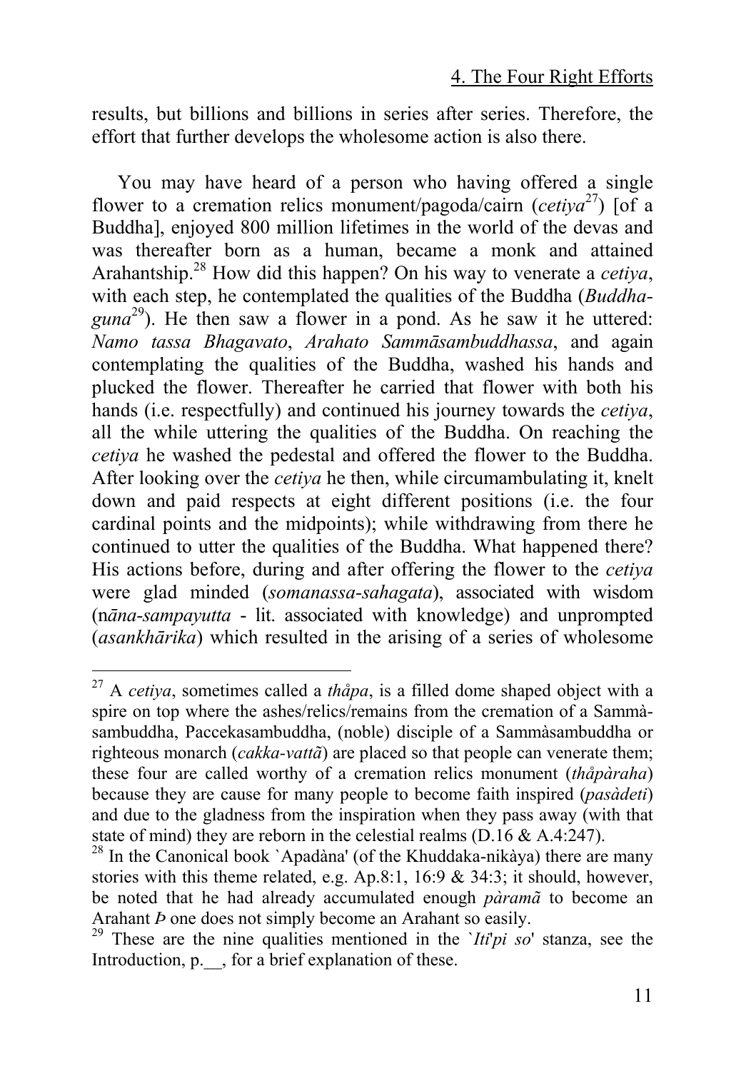results, but billions and billions in series after series. Therefore, the effort that further develops the wholesome action is also there.

You may have heard of a person who having offered a single flower to a cremation relics monument/pagoda/cairn (*cetiya*[27]) [of a Buddha], enjoyed 800 million lifetimes in the world of the devas and was thereafter born as a human, became a monk and attained Arahantship.[28] How did this happen? On his way to venerate a *cetiya*, with each step, he contemplated the qualities of the Buddha (*Buddha-guna*[29]). He then saw a flower in a pond. As he saw it he uttered: *Namo tassa Bhagavato*, *Arahato Sammāsambuddhassa*, and again contemplating the qualities of the Buddha, washed his hands and plucked the flower. Thereafter he carried that flower with both his hands (i.e. respectfully) and continued his journey towards the *cetiya*, all the while uttering the qualities of the Buddha. On reaching the *cetiya* he washed the pedestal and offered the flower to the Buddha. After looking over the *cetiya* he then, while circumambulating it, knelt down and paid respects at eight different positions (i.e. the four cardinal points and the midpoints); while withdrawing from there he continued to utter the qualities of the Buddha. What happened there? His actions before, during and after offering the flower to the *cetiya* were glad minded (*somanassa-sahagata*), associated with wisdom (*nāna-sampayutta* - lit. associated with knowledge) and unprompted (*asankhārika*) which resulted in the arising of a series of wholesome

---

[27] A *cetiya*, sometimes called a *thåpa*, is a filled dome shaped object with a spire on top where the ashes/relics/remains from the cremation of a Sammàsambuddha, Paccekasambuddha, (noble) disciple of a Sammàsambuddha or righteous monarch (*cakka-vattã*) are placed so that people can venerate them; these four are called worthy of a cremation relics monument (*thåpàraha*) because they are cause for many people to become faith inspired (*pasàdeti*) and due to the gladness from the inspiration when they pass away (with that state of mind) they are reborn in the celestial realms (D.16 & A.4:247).

[28] In the Canonical book `Apadàna' (of the Khuddaka-nikàya) there are many stories with this theme related, e.g. Ap.8:1, 16:9 & 34:3; it should, however, be noted that he had already accumulated enough *pàramã* to become an Arahant Þ one does not simply become an Arahant so easily.

[29] These are the nine qualities mentioned in the `*Iti'pi so*' stanza, see the Introduction, p.__, for a brief explanation of these.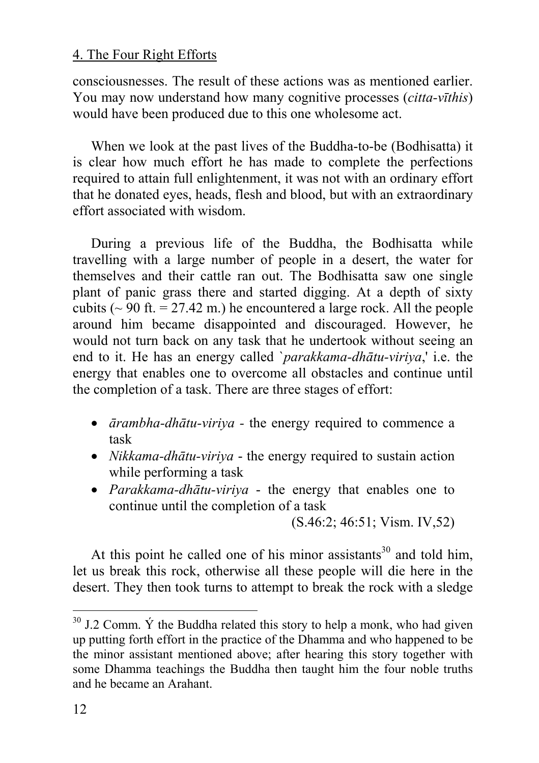consciousnesses. The result of these actions was as mentioned earlier. You may now understand how many cognitive processes (*citta-vīthis*) would have been produced due to this one wholesome act.

When we look at the past lives of the Buddha-to-be (Bodhisatta) it is clear how much effort he has made to complete the perfections required to attain full enlightenment, it was not with an ordinary effort that he donated eyes, heads, flesh and blood, but with an extraordinary effort associated with wisdom.

During a previous life of the Buddha, the Bodhisatta while travelling with a large number of people in a desert, the water for themselves and their cattle ran out. The Bodhisatta saw one single plant of panic grass there and started digging. At a depth of sixty cubits (~ 90 ft. = 27.42 m.) he encountered a large rock. All the people around him became disappointed and discouraged. However, he would not turn back on any task that he undertook without seeing an end to it. He has an energy called `*parakkama-dhātu-viriya*,' i.e. the energy that enables one to overcome all obstacles and continue until the completion of a task. There are three stages of effort:

- *ārambha-dhātu-viriya* - the energy required to commence a task
- *Nikkama-dhātu-viriya* - the energy required to sustain action while performing a task
- *Parakkama-dhātu-viriya* - the energy that enables one to continue until the completion of a task

(S.46:2; 46:51; Vism. IV,52)

At this point he called one of his minor assistants[30] and told him, let us break this rock, otherwise all these people will die here in the desert. They then took turns to attempt to break the rock with a sledge

---

[30] J.2 Comm. Ý the Buddha related this story to help a monk, who had given up putting forth effort in the practice of the Dhamma and who happened to be the minor assistant mentioned above; after hearing this story together with some Dhamma teachings the Buddha then taught him the four noble truths and he became an Arahant.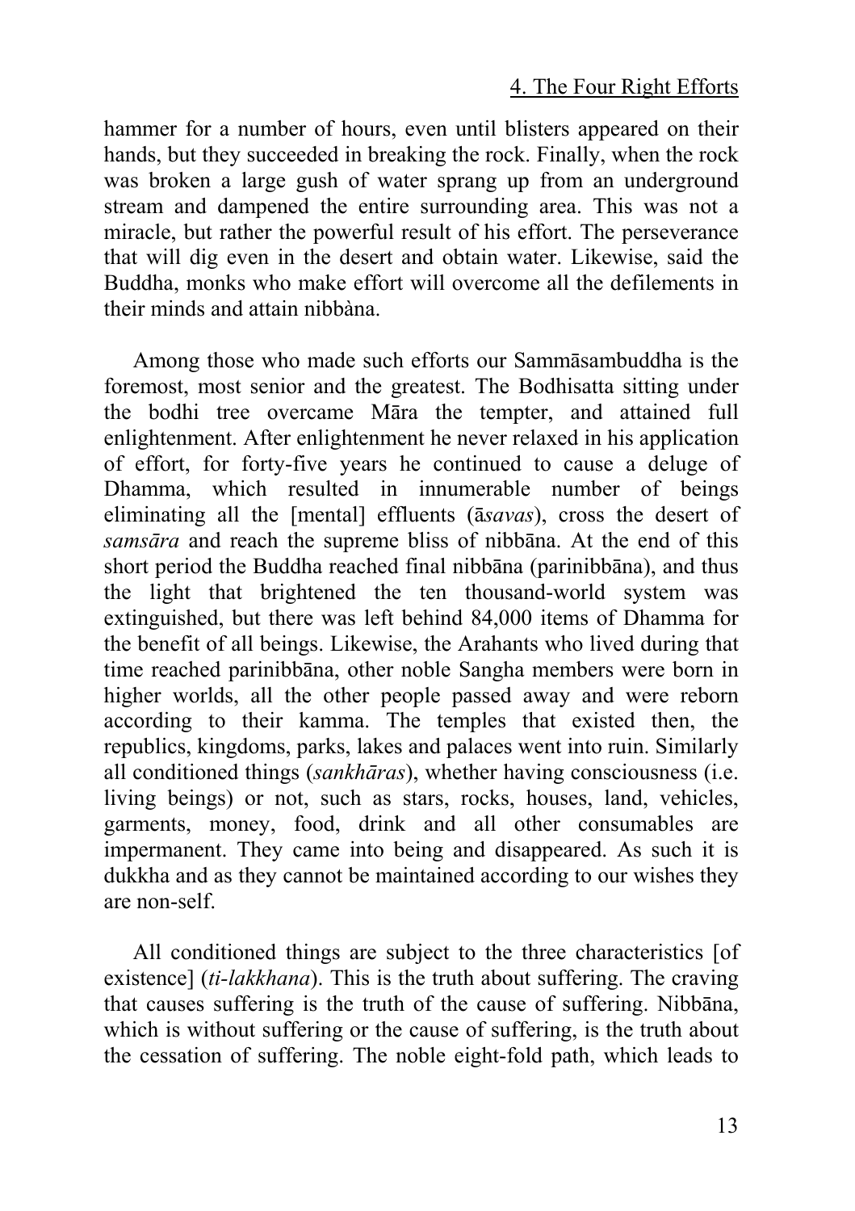hammer for a number of hours, even until blisters appeared on their hands, but they succeeded in breaking the rock. Finally, when the rock was broken a large gush of water sprang up from an underground stream and dampened the entire surrounding area. This was not a miracle, but rather the powerful result of his effort. The perseverance that will dig even in the desert and obtain water. Likewise, said the Buddha, monks who make effort will overcome all the defilements in their minds and attain nibbàna.

Among those who made such efforts our Sammāsambuddha is the foremost, most senior and the greatest. The Bodhisatta sitting under the bodhi tree overcame Māra the tempter, and attained full enlightenment. After enlightenment he never relaxed in his application of effort, for forty-five years he continued to cause a deluge of Dhamma, which resulted in innumerable number of beings eliminating all the [mental] effluents (ā*savas*), cross the desert of *samsāra* and reach the supreme bliss of nibbāna. At the end of this short period the Buddha reached final nibbāna (parinibbāna), and thus the light that brightened the ten thousand-world system was extinguished, but there was left behind 84,000 items of Dhamma for the benefit of all beings. Likewise, the Arahants who lived during that time reached parinibbāna, other noble Sangha members were born in higher worlds, all the other people passed away and were reborn according to their kamma. The temples that existed then, the republics, kingdoms, parks, lakes and palaces went into ruin. Similarly all conditioned things (*sankhāras*), whether having consciousness (i.e. living beings) or not, such as stars, rocks, houses, land, vehicles, garments, money, food, drink and all other consumables are impermanent. They came into being and disappeared. As such it is dukkha and as they cannot be maintained according to our wishes they are non-self.

All conditioned things are subject to the three characteristics [of existence] (*ti-lakkhana*). This is the truth about suffering. The craving that causes suffering is the truth of the cause of suffering. Nibbāna, which is without suffering or the cause of suffering, is the truth about the cessation of suffering. The noble eight-fold path, which leads to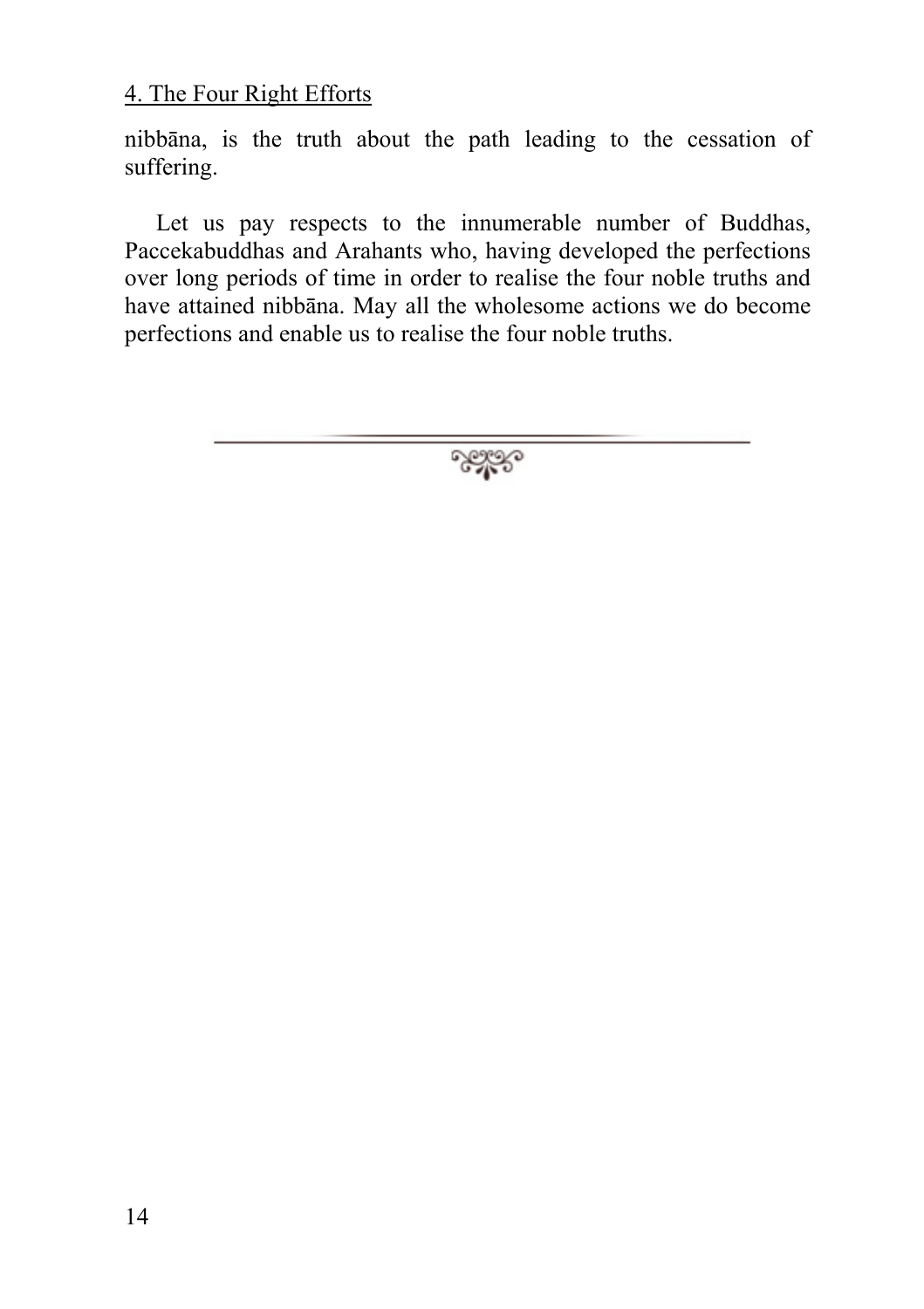nibbāna, is the truth about the path leading to the cessation of suffering.

Let us pay respects to the innumerable number of Buddhas, Paccekabuddhas and Arahants who, having developed the perfections over long periods of time in order to realise the four noble truths and have attained nibbāna. May all the wholesome actions we do become perfections and enable us to realise the four noble truths.